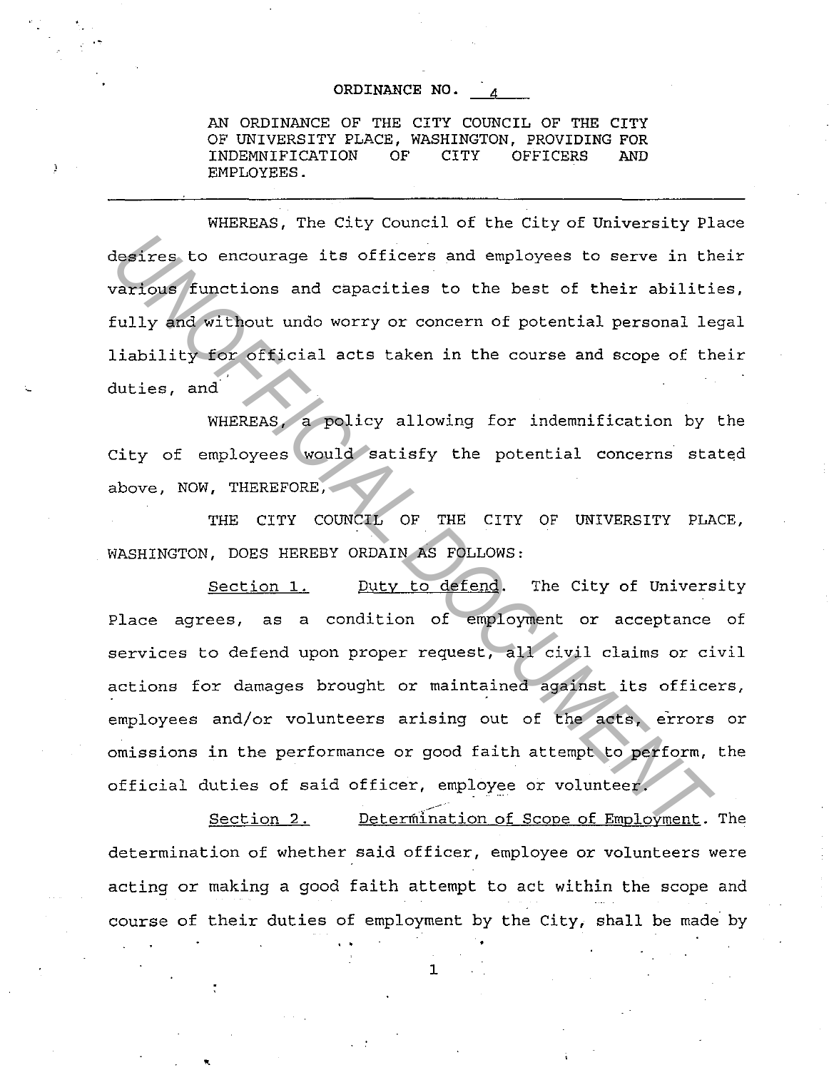ORDINANCE NO. 4

AN ORDINANCE OF THE CITY COUNCIL OF THE CITY OF UNIVERSITY PLACE, WASHINGTON, PROVIDING FOR INDEMNIFICATION OF CITY OFFICERS AND EMPLOYEES.

---

WHEREAS, The City Council of the City of University Place desires to encourage its officers and employees to serve in their various functions and capacities to the best of their abilities, fully and without undo worry or concern of potential personal legal liability for official acts taken in the course and scope of their duties, and

WHEREAS, a policy allowing for indemnification by the City of employees would satisfy the potential concerns stated above, NOW, THEREFORE,

THE CITY COUNCIL OF THE CITY OF UNIVERSITY PLACE, WASHINGTON, DOES HEREBY ORDAIN AS FOLLOWS:

Section 1. Duty to defend. The City of University Place agrees, as a condition of employment or acceptance of services to defend upon proper request, all civil claims or civil actions for damages brought or maintained against its officers, employees and/or volunteers arising out of the acts, errors or omissions in the performance or good faith attempt to perform, the official duties of said officer, employee or volunteer.

Section 2. Determination of Scope of Employment. The determination of whether said officer, employee or volunteers were acting or making a good faith attempt to act within the scope and course of their duties of employment by the City, shall be made by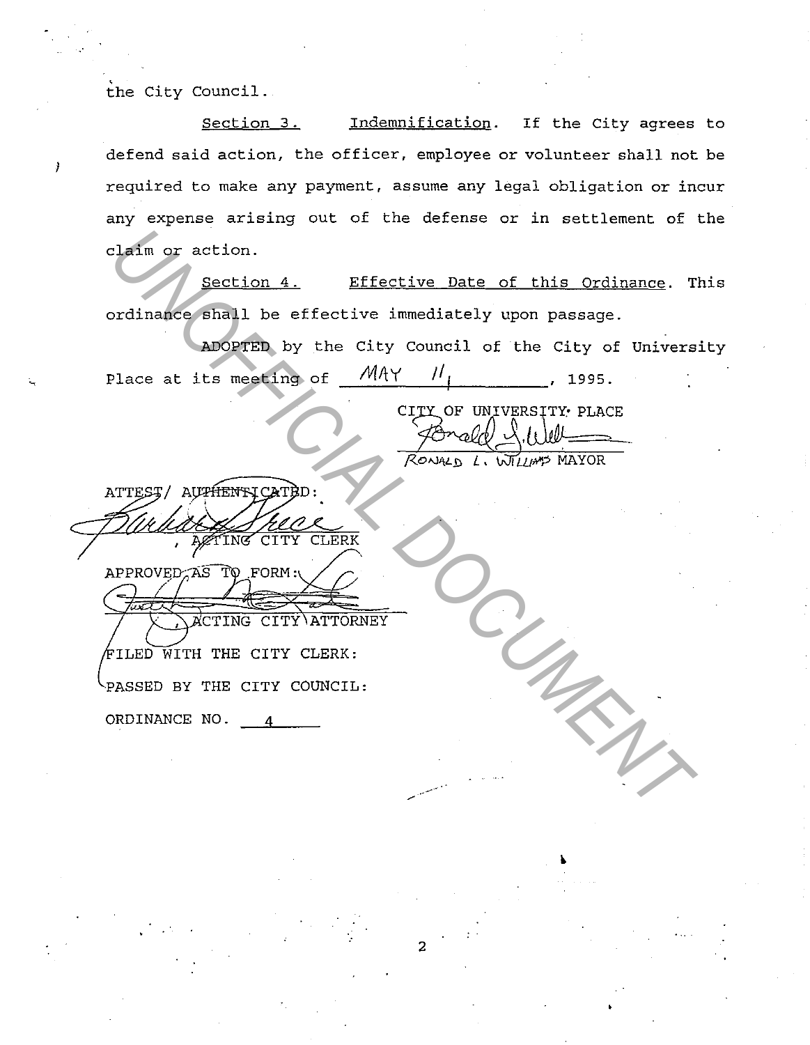the City Council.

Section 3. Indemnification. If the City agrees to defend said action, the officer, employee or volunteer shall not be required to make any payment, assume any legal obligation or incur any expense arising out of the defense or in settlement of the claim or action.

Section 4. Effective Date of this Ordinance. This ordinance shall be effective immediately upon passage.

ADOPTED by the City Council of the City of University Place at its meeting of MAY 11, 1995.

CITY OF UNIVERSITY PLACE

RONALD L. WILLIAMS MAYOR

ATTEST/ AUTHENTICATED:

, ACTING CITY CLERK

APPROVED AS TO FORM:

, ACTING CITY ATTORNEY

FILED WITH THE CITY CLERK:

PASSED BY THE CITY COUNCIL:

ORDINANCE NO. 4

UNOFFICIAL DOCUMENT